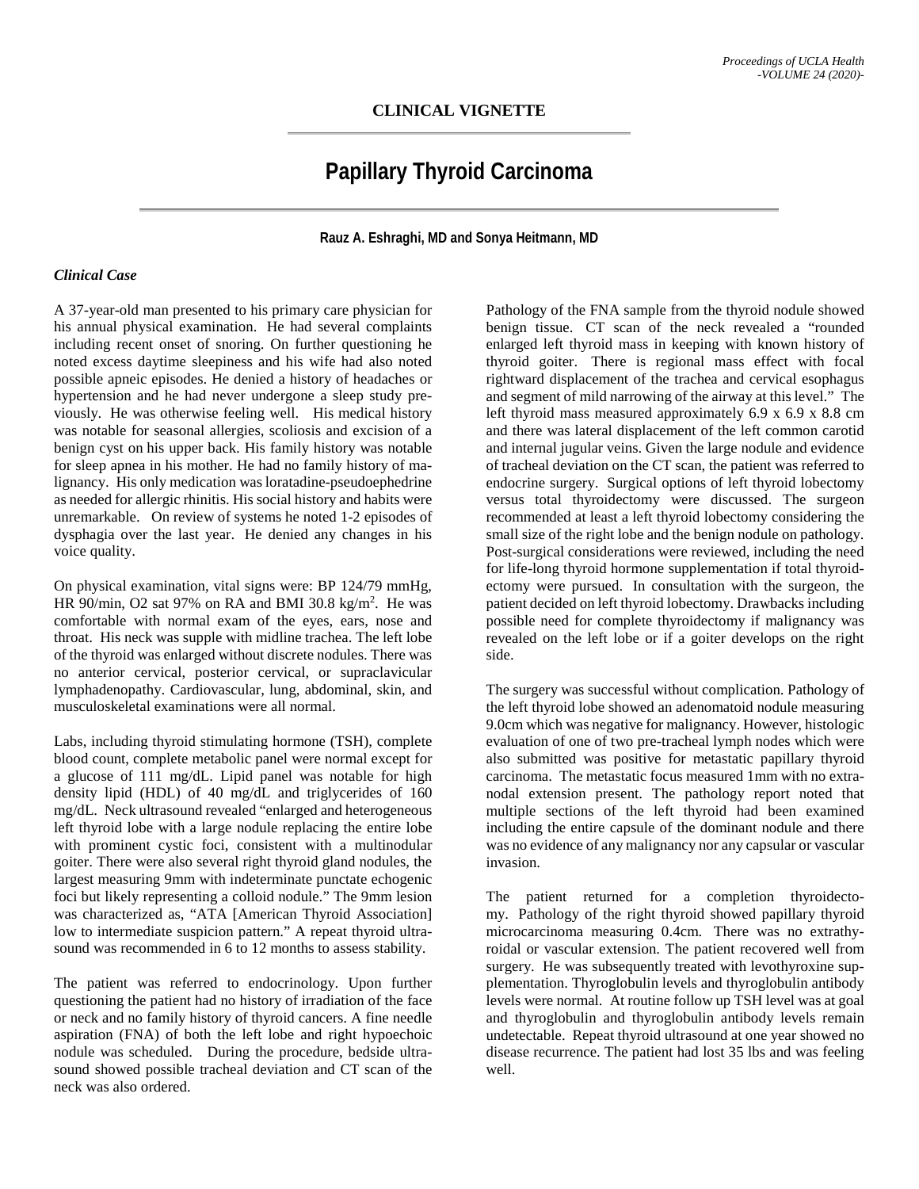## CLINICAL VIGNETTE

# Papillary Thyroid Carcinoma

**Rauz A. Eshraghi, MD and Sonya Heitmann, MD**

### *Clinical Case*

A 37-year-old man presented to his primary care physician for his annual physical examination. He had several complaints including recent onset of snoring. On further questioning he noted excess daytime sleepiness and his wife had also noted possible apneic episodes. He denied a history of headaches or hypertension and he had never undergone a sleep study previously. He was otherwise feeling well. His medical history was notable for seasonal allergies, scoliosis and excision of a benign cyst on his upper back. His family history was notable for sleep apnea in his mother. He had no family history of malignancy. His only medication was loratadine-pseudoephedrine as needed for allergic rhinitis. His social history and habits were unremarkable. On review of systems he noted 1-2 episodes of dysphagia over the last year. He denied any changes in his voice quality.

On physical examination, vital signs were: BP 124/79 mmHg, HR 90/min, O2 sat 97% on RA and BMI 30.8 kg/m$^2$. He was comfortable with normal exam of the eyes, ears, nose and throat. His neck was supple with midline trachea. The left lobe of the thyroid was enlarged without discrete nodules. There was no anterior cervical, posterior cervical, or supraclavicular lymphadenopathy. Cardiovascular, lung, abdominal, skin, and musculoskeletal examinations were all normal.

Labs, including thyroid stimulating hormone (TSH), complete blood count, complete metabolic panel were normal except for a glucose of 111 mg/dL. Lipid panel was notable for high density lipid (HDL) of 40 mg/dL and triglycerides of 160 mg/dL. Neck ultrasound revealed "enlarged and heterogeneous left thyroid lobe with a large nodule replacing the entire lobe with prominent cystic foci, consistent with a multinodular goiter. There were also several right thyroid gland nodules, the largest measuring 9mm with indeterminate punctate echogenic foci but likely representing a colloid nodule." The 9mm lesion was characterized as, "ATA [American Thyroid Association] low to intermediate suspicion pattern." A repeat thyroid ultrasound was recommended in 6 to 12 months to assess stability.

The patient was referred to endocrinology. Upon further questioning the patient had no history of irradiation of the face or neck and no family history of thyroid cancers. A fine needle aspiration (FNA) of both the left lobe and right hypoechoic nodule was scheduled. During the procedure, bedside ultrasound showed possible tracheal deviation and CT scan of the neck was also ordered.

Pathology of the FNA sample from the thyroid nodule showed benign tissue. CT scan of the neck revealed a "rounded enlarged left thyroid mass in keeping with known history of thyroid goiter. There is regional mass effect with focal rightward displacement of the trachea and cervical esophagus and segment of mild narrowing of the airway at this level." The left thyroid mass measured approximately 6.9 x 6.9 x 8.8 cm and there was lateral displacement of the left common carotid and internal jugular veins. Given the large nodule and evidence of tracheal deviation on the CT scan, the patient was referred to endocrine surgery. Surgical options of left thyroid lobectomy versus total thyroidectomy were discussed. The surgeon recommended at least a left thyroid lobectomy considering the small size of the right lobe and the benign nodule on pathology. Post-surgical considerations were reviewed, including the need for life-long thyroid hormone supplementation if total thyroidectomy were pursued. In consultation with the surgeon, the patient decided on left thyroid lobectomy. Drawbacks including possible need for complete thyroidectomy if malignancy was revealed on the left lobe or if a goiter develops on the right side.

The surgery was successful without complication. Pathology of the left thyroid lobe showed an adenomatoid nodule measuring 9.0cm which was negative for malignancy. However, histologic evaluation of one of two pre-tracheal lymph nodes which were also submitted was positive for metastatic papillary thyroid carcinoma. The metastatic focus measured 1mm with no extranodal extension present. The pathology report noted that multiple sections of the left thyroid had been examined including the entire capsule of the dominant nodule and there was no evidence of any malignancy nor any capsular or vascular invasion.

The patient returned for a completion thyroidectomy. Pathology of the right thyroid showed papillary thyroid microcarcinoma measuring 0.4cm. There was no extrathyroidal or vascular extension. The patient recovered well from surgery. He was subsequently treated with levothyroxine supplementation. Thyroglobulin levels and thyroglobulin antibody levels were normal. At routine follow up TSH level was at goal and thyroglobulin and thyroglobulin antibody levels remain undetectable. Repeat thyroid ultrasound at one year showed no disease recurrence. The patient had lost 35 lbs and was feeling well.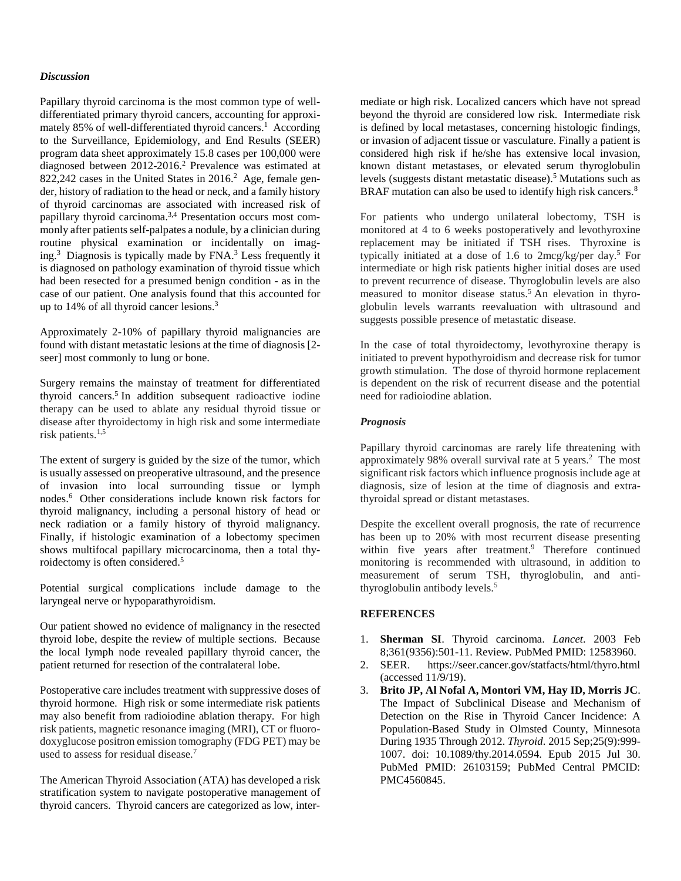### *Discussion*

Papillary thyroid carcinoma is the most common type of well-differentiated primary thyroid cancers, accounting for approximately 85% of well-differentiated thyroid cancers.[1] According to the Surveillance, Epidemiology, and End Results (SEER) program data sheet approximately 15.8 cases per 100,000 were diagnosed between 2012-2016.[2] Prevalence was estimated at 822,242 cases in the United States in 2016.[2] Age, female gender, history of radiation to the head or neck, and a family history of thyroid carcinomas are associated with increased risk of papillary thyroid carcinoma.[3,4] Presentation occurs most commonly after patients self-palpates a nodule, by a clinician during routine physical examination or incidentally on imaging.[3] Diagnosis is typically made by FNA.[3] Less frequently it is diagnosed on pathology examination of thyroid tissue which had been resected for a presumed benign condition - as in the case of our patient. One analysis found that this accounted for up to 14% of all thyroid cancer lesions.[3]

Approximately 2-10% of papillary thyroid malignancies are found with distant metastatic lesions at the time of diagnosis [2-seer] most commonly to lung or bone.

Surgery remains the mainstay of treatment for differentiated thyroid cancers.[5] In addition subsequent radioactive iodine therapy can be used to ablate any residual thyroid tissue or disease after thyroidectomy in high risk and some intermediate risk patients.[1,5]

The extent of surgery is guided by the size of the tumor, which is usually assessed on preoperative ultrasound, and the presence of invasion into local surrounding tissue or lymph nodes.[6] Other considerations include known risk factors for thyroid malignancy, including a personal history of head or neck radiation or a family history of thyroid malignancy. Finally, if histologic examination of a lobectomy specimen shows multifocal papillary microcarcinoma, then a total thyroidectomy is often considered.[5]

Potential surgical complications include damage to the laryngeal nerve or hypoparathyroidism.

Our patient showed no evidence of malignancy in the resected thyroid lobe, despite the review of multiple sections. Because the local lymph node revealed papillary thyroid cancer, the patient returned for resection of the contralateral lobe.

Postoperative care includes treatment with suppressive doses of thyroid hormone. High risk or some intermediate risk patients may also benefit from radioiodine ablation therapy. For high risk patients, magnetic resonance imaging (MRI), CT or fluorodoxyglucose positron emission tomography (FDG PET) may be used to assess for residual disease.[7]

The American Thyroid Association (ATA) has developed a risk stratification system to navigate postoperative management of thyroid cancers. Thyroid cancers are categorized as low, intermediate or high risk. Localized cancers which have not spread beyond the thyroid are considered low risk. Intermediate risk is defined by local metastases, concerning histologic findings, or invasion of adjacent tissue or vasculature. Finally a patient is considered high risk if he/she has extensive local invasion, known distant metastases, or elevated serum thyroglobulin levels (suggests distant metastatic disease).[5] Mutations such as BRAF mutation can also be used to identify high risk cancers.[8]

For patients who undergo unilateral lobectomy, TSH is monitored at 4 to 6 weeks postoperatively and levothyroxine replacement may be initiated if TSH rises. Thyroxine is typically initiated at a dose of 1.6 to 2mcg/kg/per day.[5] For intermediate or high risk patients higher initial doses are used to prevent recurrence of disease. Thyroglobulin levels are also measured to monitor disease status.[5] An elevation in thyroglobulin levels warrants reevaluation with ultrasound and suggests possible presence of metastatic disease.

In the case of total thyroidectomy, levothyroxine therapy is initiated to prevent hypothyroidism and decrease risk for tumor growth stimulation. The dose of thyroid hormone replacement is dependent on the risk of recurrent disease and the potential need for radioiodine ablation.

### *Prognosis*

Papillary thyroid carcinomas are rarely life threatening with approximately 98% overall survival rate at 5 years.[2] The most significant risk factors which influence prognosis include age at diagnosis, size of lesion at the time of diagnosis and extra-thyroidal spread or distant metastases.

Despite the excellent overall prognosis, the rate of recurrence has been up to 20% with most recurrent disease presenting within five years after treatment.[9] Therefore continued monitoring is recommended with ultrasound, in addition to measurement of serum TSH, thyroglobulin, and anti-thyroglobulin antibody levels.[5]

## REFERENCES

1. **Sherman SI**. Thyroid carcinoma. *Lancet*. 2003 Feb 8;361(9356):501-11. Review. PubMed PMID: 12583960.
2. SEER. https://seer.cancer.gov/statfacts/html/thyro.html (accessed 11/9/19).
3. **Brito JP, Al Nofal A, Montori VM, Hay ID, Morris JC**. The Impact of Subclinical Disease and Mechanism of Detection on the Rise in Thyroid Cancer Incidence: A Population-Based Study in Olmsted County, Minnesota During 1935 Through 2012. *Thyroid*. 2015 Sep;25(9):999-1007. doi: 10.1089/thy.2014.0594. Epub 2015 Jul 30. PubMed PMID: 26103159; PubMed Central PMCID: PMC4560845.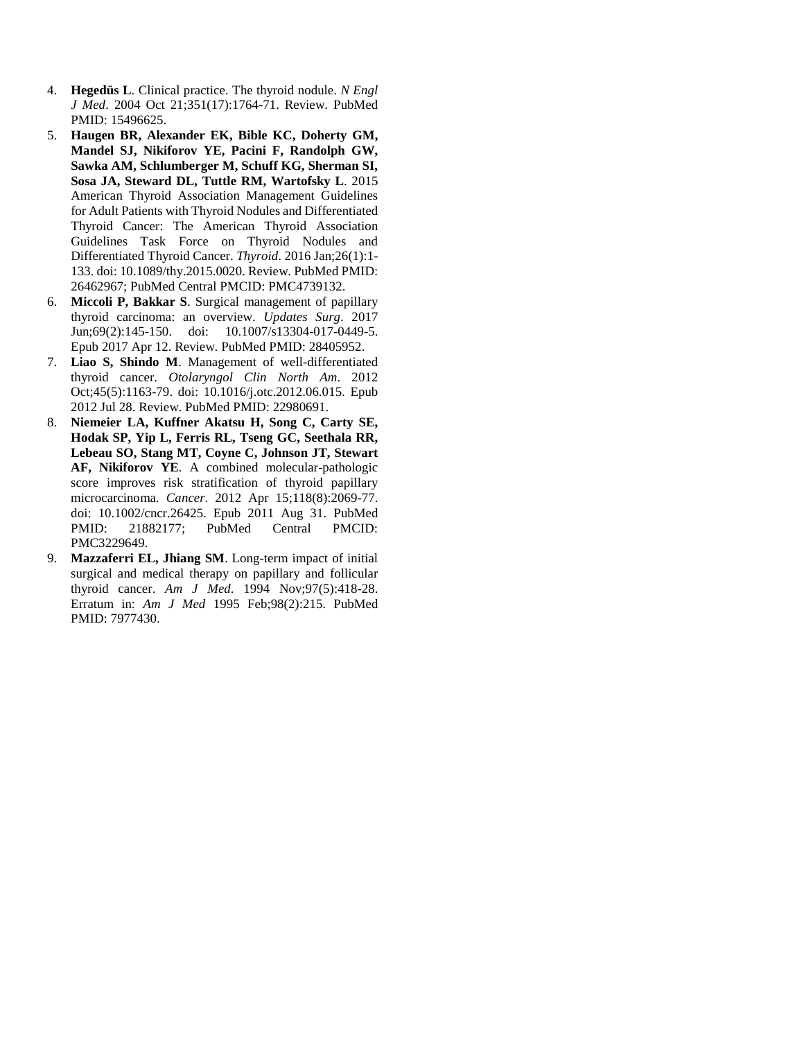4. **Hegedüs L**. Clinical practice. The thyroid nodule. *N Engl J Med*. 2004 Oct 21;351(17):1764-71. Review. PubMed PMID: 15496625.
5. **Haugen BR, Alexander EK, Bible KC, Doherty GM, Mandel SJ, Nikiforov YE, Pacini F, Randolph GW, Sawka AM, Schlumberger M, Schuff KG, Sherman SI, Sosa JA, Steward DL, Tuttle RM, Wartofsky L**. 2015 American Thyroid Association Management Guidelines for Adult Patients with Thyroid Nodules and Differentiated Thyroid Cancer: The American Thyroid Association Guidelines Task Force on Thyroid Nodules and Differentiated Thyroid Cancer. *Thyroid*. 2016 Jan;26(1):1-133. doi: 10.1089/thy.2015.0020. Review. PubMed PMID: 26462967; PubMed Central PMCID: PMC4739132.
6. **Miccoli P, Bakkar S**. Surgical management of papillary thyroid carcinoma: an overview. *Updates Surg*. 2017 Jun;69(2):145-150. doi: 10.1007/s13304-017-0449-5. Epub 2017 Apr 12. Review. PubMed PMID: 28405952.
7. **Liao S, Shindo M**. Management of well-differentiated thyroid cancer. *Otolaryngol Clin North Am*. 2012 Oct;45(5):1163-79. doi: 10.1016/j.otc.2012.06.015. Epub 2012 Jul 28. Review. PubMed PMID: 22980691.
8. **Niemeier LA, Kuffner Akatsu H, Song C, Carty SE, Hodak SP, Yip L, Ferris RL, Tseng GC, Seethala RR, Lebeau SO, Stang MT, Coyne C, Johnson JT, Stewart AF, Nikiforov YE**. A combined molecular-pathologic score improves risk stratification of thyroid papillary microcarcinoma. *Cancer*. 2012 Apr 15;118(8):2069-77. doi: 10.1002/cncr.26425. Epub 2011 Aug 31. PubMed PMID: 21882177; PubMed Central PMCID: PMC3229649.
9. **Mazzaferri EL, Jhiang SM**. Long-term impact of initial surgical and medical therapy on papillary and follicular thyroid cancer. *Am J Med*. 1994 Nov;97(5):418-28. Erratum in: *Am J Med* 1995 Feb;98(2):215. PubMed PMID: 7977430.